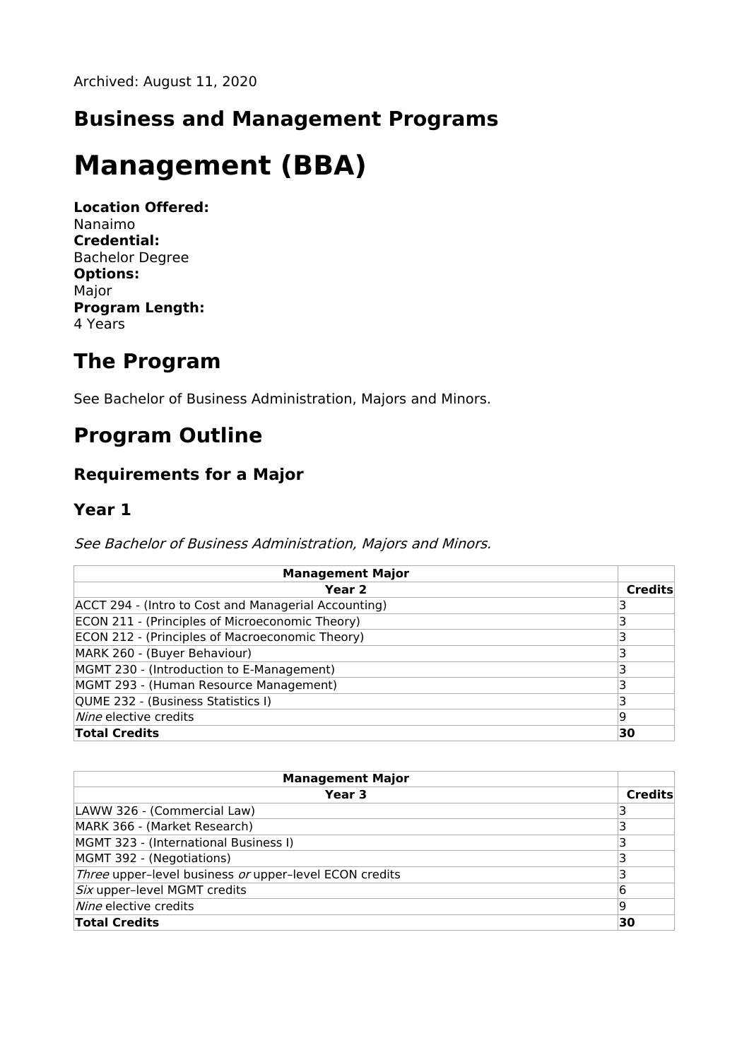Archived: August 11, 2020

## Business and Management Programs

# Management (BBA)

**Location Offered:**
Nanaimo
**Credential:**
Bachelor Degree
**Options:**
Major
**Program Length:**
4 Years

## The Program

See Bachelor of Business Administration, Majors and Minors.

## Program Outline

### Requirements for a Major

### Year 1

*See Bachelor of Business Administration, Majors and Minors.*

| **Management Major** | |
|---|---|
| **Year 2** | **Credits** |
| ACCT 294 - (Intro to Cost and Managerial Accounting) | 3 |
| ECON 211 - (Principles of Microeconomic Theory) | 3 |
| ECON 212 - (Principles of Macroeconomic Theory) | 3 |
| MARK 260 - (Buyer Behaviour) | 3 |
| MGMT 230 - (Introduction to E-Management) | 3 |
| MGMT 293 - (Human Resource Management) | 3 |
| QUME 232 - (Business Statistics I) | 3 |
| *Nine* elective credits | 9 |
| **Total Credits** | **30** |

| **Management Major** | |
|---|---|
| **Year 3** | **Credits** |
| LAWW 326 - (Commercial Law) | 3 |
| MARK 366 - (Market Research) | 3 |
| MGMT 323 - (International Business I) | 3 |
| MGMT 392 - (Negotiations) | 3 |
| *Three* upper–level business *or* upper–level ECON credits | 3 |
| *Six* upper–level MGMT credits | 6 |
| *Nine* elective credits | 9 |
| **Total Credits** | **30** |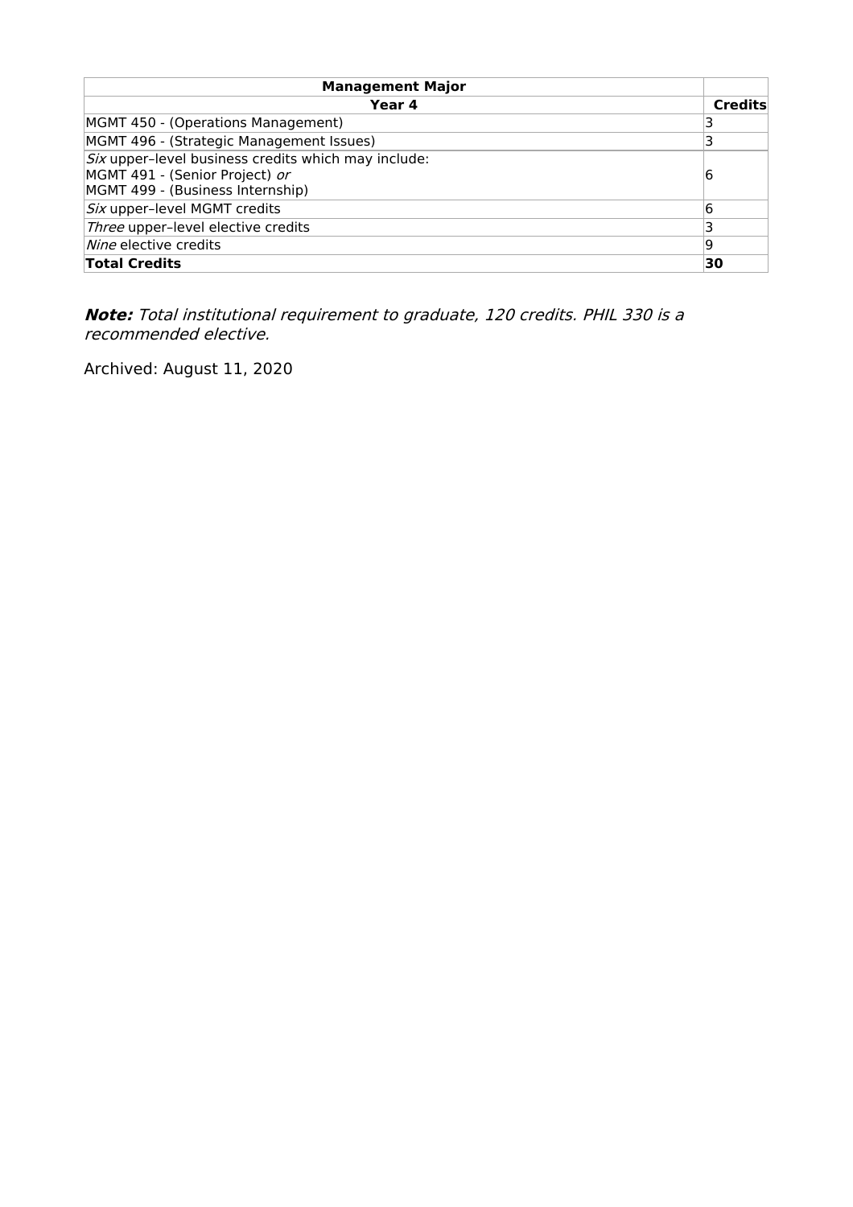| Management Major | |
|---|---|
| **Year 4** | **Credits** |
| MGMT 450 - (Operations Management) | 3 |
| MGMT 496 - (Strategic Management Issues) | 3 |
| *Six* upper–level business credits which may include:<br>MGMT 491 - (Senior Project) *or*<br>MGMT 499 - (Business Internship) | 6 |
| *Six* upper–level MGMT credits | 6 |
| *Three* upper–level elective credits | 3 |
| *Nine* elective credits | 9 |
| **Total Credits** | **30** |

***Note:*** *Total institutional requirement to graduate, 120 credits. PHIL 330 is a recommended elective.*

Archived: August 11, 2020